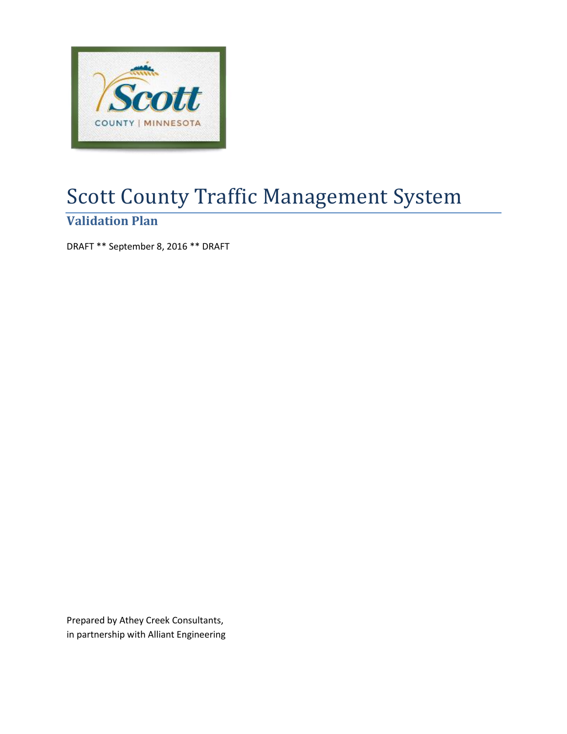# Scott County Traffic Management System

## Validation Plan

DRAFT ** September 8, 2016 ** DRAFT

Prepared by Athey Creek Consultants,
in partnership with Alliant Engineering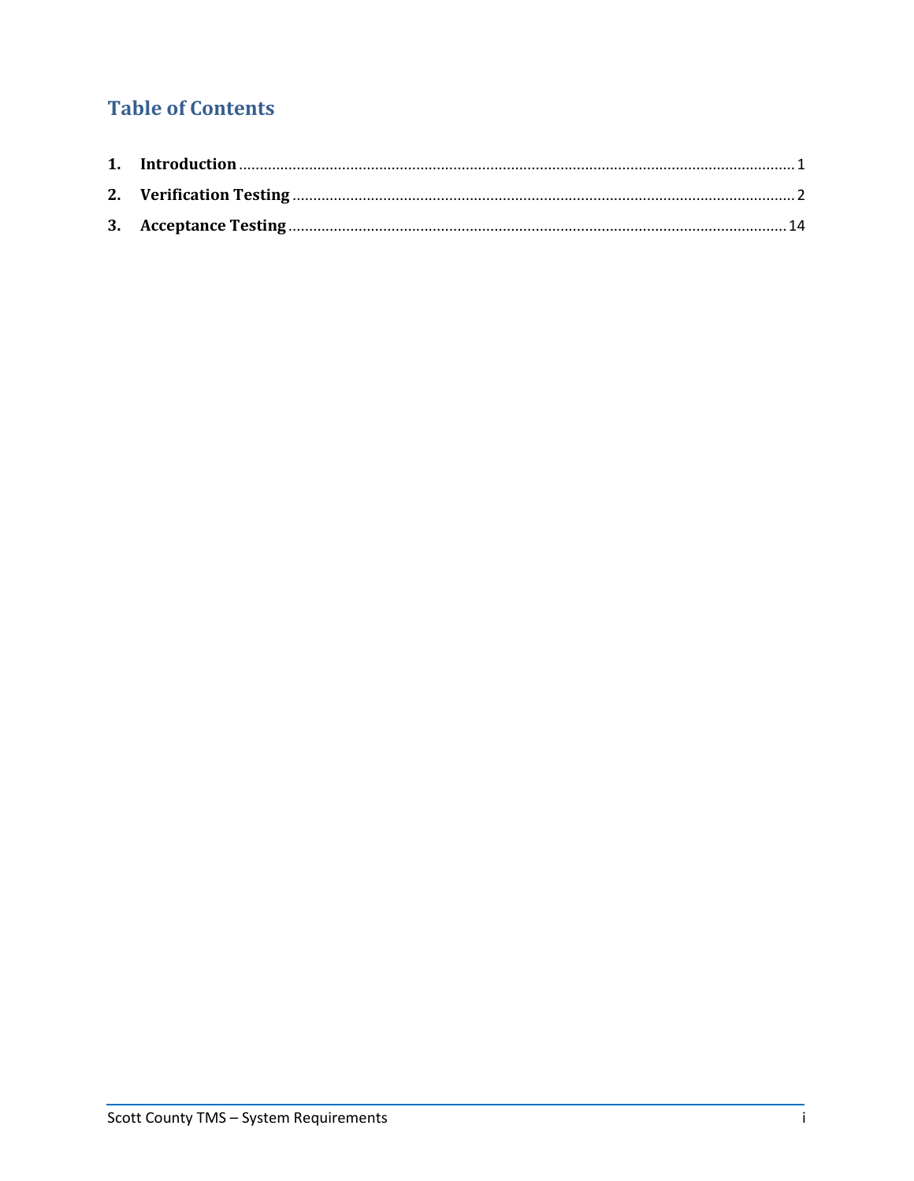## Table of Contents

1. **Introduction** ........................................................................ 1
2. **Verification Testing** ............................................................. 2
3. **Acceptance Testing** ............................................................ 14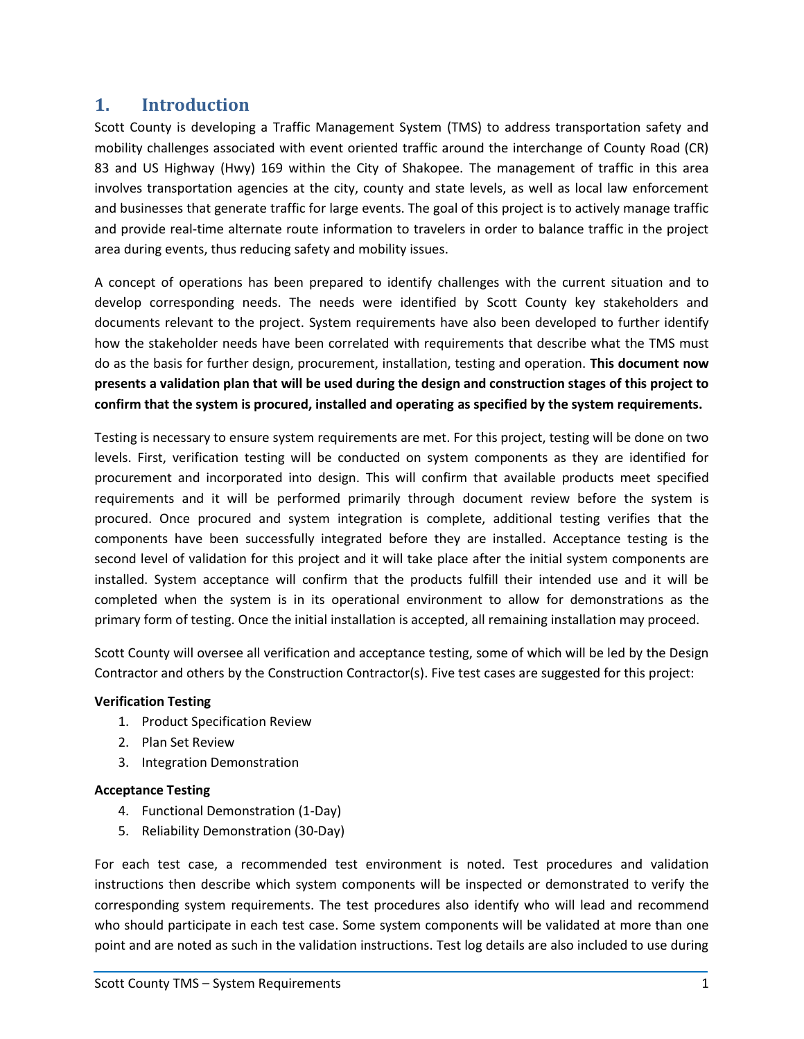# 1. Introduction

Scott County is developing a Traffic Management System (TMS) to address transportation safety and mobility challenges associated with event oriented traffic around the interchange of County Road (CR) 83 and US Highway (Hwy) 169 within the City of Shakopee. The management of traffic in this area involves transportation agencies at the city, county and state levels, as well as local law enforcement and businesses that generate traffic for large events. The goal of this project is to actively manage traffic and provide real-time alternate route information to travelers in order to balance traffic in the project area during events, thus reducing safety and mobility issues.

A concept of operations has been prepared to identify challenges with the current situation and to develop corresponding needs. The needs were identified by Scott County key stakeholders and documents relevant to the project. System requirements have also been developed to further identify how the stakeholder needs have been correlated with requirements that describe what the TMS must do as the basis for further design, procurement, installation, testing and operation. **This document now presents a validation plan that will be used during the design and construction stages of this project to confirm that the system is procured, installed and operating as specified by the system requirements.**

Testing is necessary to ensure system requirements are met. For this project, testing will be done on two levels. First, verification testing will be conducted on system components as they are identified for procurement and incorporated into design. This will confirm that available products meet specified requirements and it will be performed primarily through document review before the system is procured. Once procured and system integration is complete, additional testing verifies that the components have been successfully integrated before they are installed. Acceptance testing is the second level of validation for this project and it will take place after the initial system components are installed. System acceptance will confirm that the products fulfill their intended use and it will be completed when the system is in its operational environment to allow for demonstrations as the primary form of testing. Once the initial installation is accepted, all remaining installation may proceed.

Scott County will oversee all verification and acceptance testing, some of which will be led by the Design Contractor and others by the Construction Contractor(s). Five test cases are suggested for this project:

**Verification Testing**

1. Product Specification Review
2. Plan Set Review
3. Integration Demonstration

**Acceptance Testing**

4. Functional Demonstration (1-Day)
5. Reliability Demonstration (30-Day)

For each test case, a recommended test environment is noted. Test procedures and validation instructions then describe which system components will be inspected or demonstrated to verify the corresponding system requirements. The test procedures also identify who will lead and recommend who should participate in each test case. Some system components will be validated at more than one point and are noted as such in the validation instructions. Test log details are also included to use during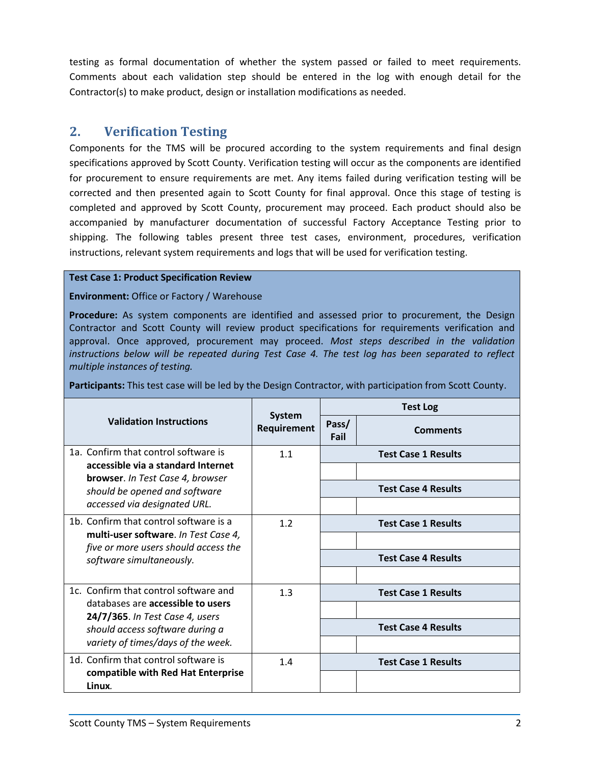testing as formal documentation of whether the system passed or failed to meet requirements. Comments about each validation step should be entered in the log with enough detail for the Contractor(s) to make product, design or installation modifications as needed.

## 2. Verification Testing

Components for the TMS will be procured according to the system requirements and final design specifications approved by Scott County. Verification testing will occur as the components are identified for procurement to ensure requirements are met. Any items failed during verification testing will be corrected and then presented again to Scott County for final approval. Once this stage of testing is completed and approved by Scott County, procurement may proceed. Each product should also be accompanied by manufacturer documentation of successful Factory Acceptance Testing prior to shipping. The following tables present three test cases, environment, procedures, verification instructions, relevant system requirements and logs that will be used for verification testing.

**Test Case 1: Product Specification Review**

**Environment:** Office or Factory / Warehouse

**Procedure:** As system components are identified and assessed prior to procurement, the Design Contractor and Scott County will review product specifications for requirements verification and approval. Once approved, procurement may proceed. *Most steps described in the validation instructions below will be repeated during Test Case 4. The test log has been separated to reflect multiple instances of testing.*

**Participants:** This test case will be led by the Design Contractor, with participation from Scott County.

| Validation Instructions | System Requirement | Test Log | |
|---|---|---|---|
| | | Pass/ Fail | Comments |
| 1a. Confirm that control software is **accessible via a standard Internet browser**. *In Test Case 4, browser should be opened and software accessed via designated URL.* | 1.1 | **Test Case 1 Results** | |
| | | | |
| | | **Test Case 4 Results** | |
| | | | |
| 1b. Confirm that control software is a **multi-user software**. *In Test Case 4, five or more users should access the software simultaneously.* | 1.2 | **Test Case 1 Results** | |
| | | | |
| | | **Test Case 4 Results** | |
| | | | |
| 1c. Confirm that control software and databases are **accessible to users 24/7/365**. *In Test Case 4, users should access software during a variety of times/days of the week.* | 1.3 | **Test Case 1 Results** | |
| | | | |
| | | **Test Case 4 Results** | |
| | | | |
| 1d. Confirm that control software is **compatible with Red Hat Enterprise Linux**. | 1.4 | **Test Case 1 Results** | |
| | | | |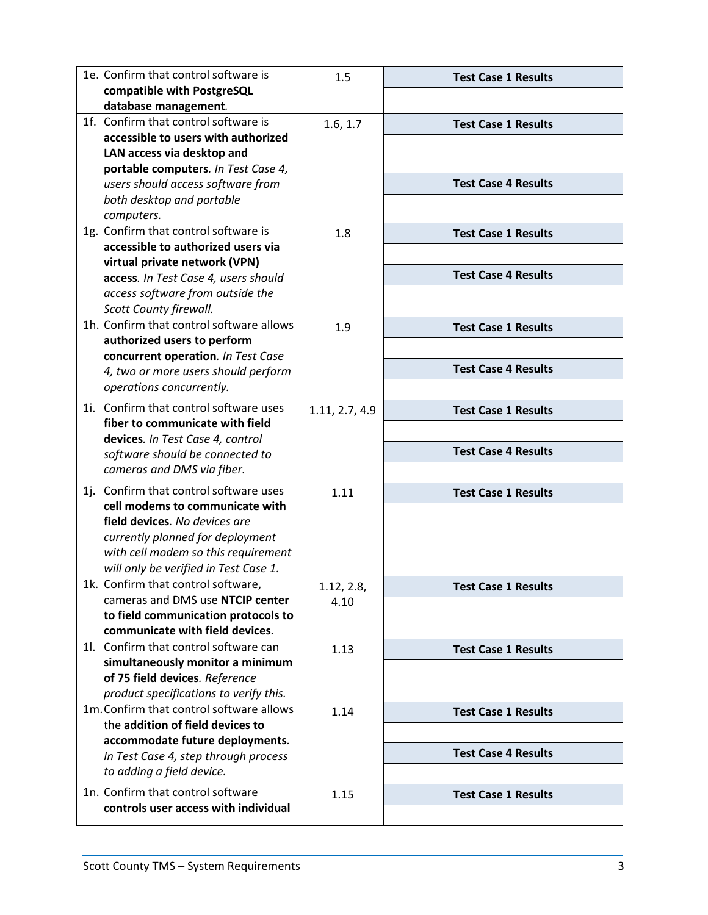| | | | |
|---|---|---|---|
| 1e. Confirm that control software is **compatible with PostgreSQL database management**. | 1.5 | **Test Case 1 Results** | |
| | | | |
| 1f. Confirm that control software is **accessible to users with authorized LAN access via desktop and portable computers**. *In Test Case 4, users should access software from both desktop and portable computers.* | 1.6, 1.7 | **Test Case 1 Results** | |
| | | | |
| | | **Test Case 4 Results** | |
| | | | |
| 1g. Confirm that control software is **accessible to authorized users via virtual private network (VPN) access**. *In Test Case 4, users should access software from outside the Scott County firewall.* | 1.8 | **Test Case 1 Results** | |
| | | | |
| | | **Test Case 4 Results** | |
| | | | |
| 1h. Confirm that control software allows **authorized users to perform concurrent operation**. *In Test Case 4, two or more users should perform operations concurrently.* | 1.9 | **Test Case 1 Results** | |
| | | | |
| | | **Test Case 4 Results** | |
| | | | |
| 1i. Confirm that control software uses **fiber to communicate with field devices**. *In Test Case 4, control software should be connected to cameras and DMS via fiber.* | 1.11, 2.7, 4.9 | **Test Case 1 Results** | |
| | | | |
| | | **Test Case 4 Results** | |
| | | | |
| 1j. Confirm that control software uses **cell modems to communicate with field devices**. *No devices are currently planned for deployment with cell modem so this requirement will only be verified in Test Case 1.* | 1.11 | **Test Case 1 Results** | |
| | | | |
| 1k. Confirm that control software, cameras and DMS use **NTCIP center to field communication protocols to communicate with field devices**. | 1.12, 2.8, 4.10 | **Test Case 1 Results** | |
| | | | |
| 1l. Confirm that control software can **simultaneously monitor a minimum of 75 field devices**. *Reference product specifications to verify this.* | 1.13 | **Test Case 1 Results** | |
| | | | |
| 1m. Confirm that control software allows the **addition of field devices to accommodate future deployments**. *In Test Case 4, step through process to adding a field device.* | 1.14 | **Test Case 1 Results** | |
| | | | |
| | | **Test Case 4 Results** | |
| | | | |
| 1n. Confirm that control software **controls user access with individual** | 1.15 | **Test Case 1 Results** | |
| | | | |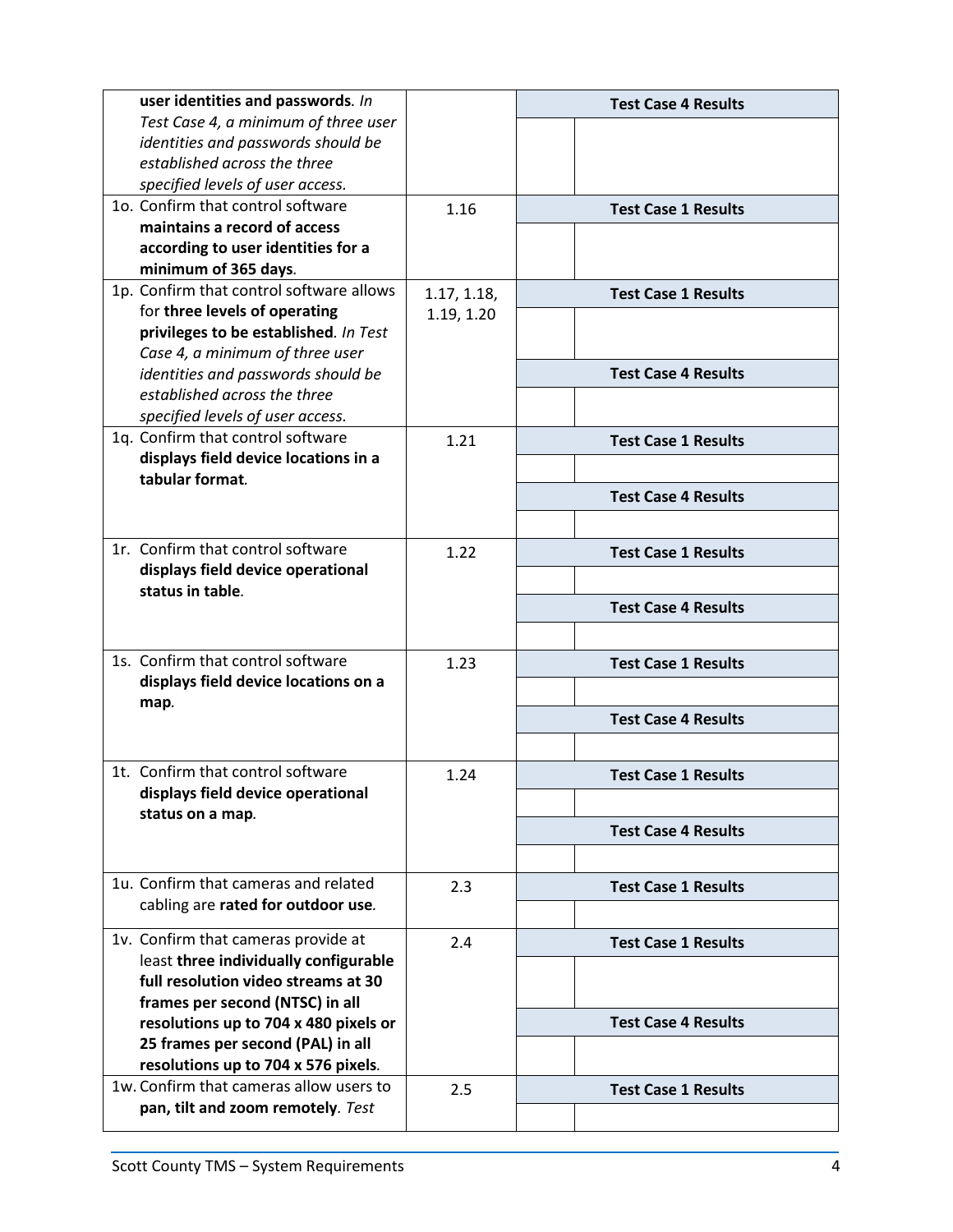| | | | |
|---|---|---|---|
| **user identities and passwords**. *In Test Case 4, a minimum of three user identities and passwords should be established across the three specified levels of user access.* | | **Test Case 4 Results** | |
| | | | |
| 1o. Confirm that control software **maintains a record of access according to user identities for a minimum of 365 days**. | 1.16 | **Test Case 1 Results** | |
| | | | |
| 1p. Confirm that control software allows for **three levels of operating privileges to be established**. *In Test Case 4, a minimum of three user identities and passwords should be established across the three specified levels of user access.* | 1.17, 1.18, 1.19, 1.20 | **Test Case 1 Results** | |
| | | | |
| | | **Test Case 4 Results** | |
| | | | |
| 1q. Confirm that control software **displays field device locations in a tabular format**. | 1.21 | **Test Case 1 Results** | |
| | | | |
| | | **Test Case 4 Results** | |
| | | | |
| 1r. Confirm that control software **displays field device operational status in table**. | 1.22 | **Test Case 1 Results** | |
| | | | |
| | | **Test Case 4 Results** | |
| | | | |
| 1s. Confirm that control software **displays field device locations on a map**. | 1.23 | **Test Case 1 Results** | |
| | | | |
| | | **Test Case 4 Results** | |
| | | | |
| 1t. Confirm that control software **displays field device operational status on a map**. | 1.24 | **Test Case 1 Results** | |
| | | | |
| | | **Test Case 4 Results** | |
| | | | |
| 1u. Confirm that cameras and related cabling are **rated for outdoor use**. | 2.3 | **Test Case 1 Results** | |
| | | | |
| 1v. Confirm that cameras provide at least **three individually configurable full resolution video streams at 30 frames per second (NTSC) in all resolutions up to 704 x 480 pixels or 25 frames per second (PAL) in all resolutions up to 704 x 576 pixels**. | 2.4 | **Test Case 1 Results** | |
| | | | |
| | | **Test Case 4 Results** | |
| | | | |
| 1w. Confirm that cameras allow users to **pan, tilt and zoom remotely**. *Test* | 2.5 | **Test Case 1 Results** | |
| | | | |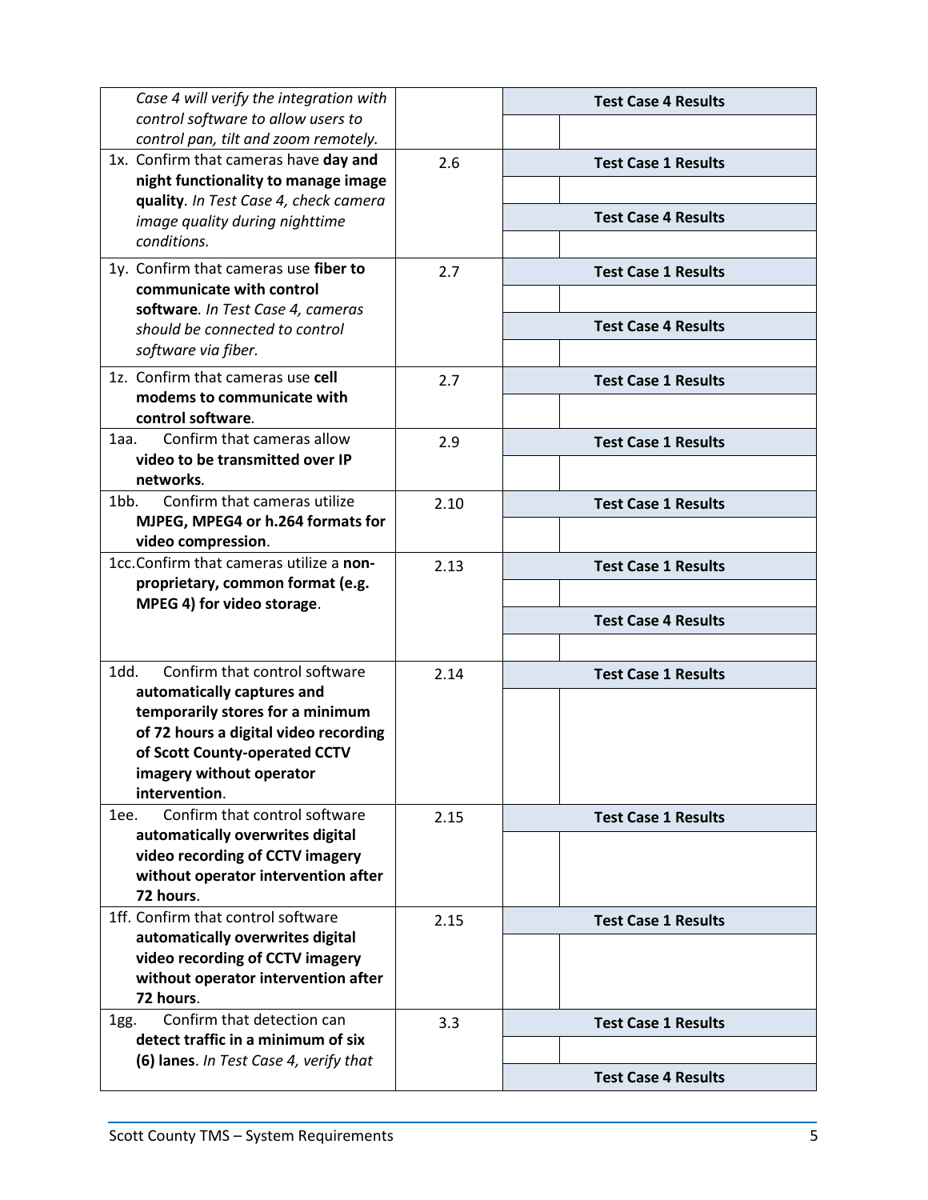| | | | |
|---|---|---|---|
| *Case 4 will verify the integration with control software to allow users to control pan, tilt and zoom remotely.* | | **Test Case 4 Results** | |
| | | | |
| 1x. Confirm that cameras have **day and night functionality to manage image quality**. *In Test Case 4, check camera image quality during nighttime conditions.* | 2.6 | **Test Case 1 Results** | |
| | | | |
| | | **Test Case 4 Results** | |
| | | | |
| 1y. Confirm that cameras use **fiber to communicate with control software**. *In Test Case 4, cameras should be connected to control software via fiber.* | 2.7 | **Test Case 1 Results** | |
| | | | |
| | | **Test Case 4 Results** | |
| | | | |
| 1z. Confirm that cameras use **cell modems to communicate with control software**. | 2.7 | **Test Case 1 Results** | |
| | | | |
| 1aa. Confirm that cameras allow **video to be transmitted over IP networks**. | 2.9 | **Test Case 1 Results** | |
| | | | |
| 1bb. Confirm that cameras utilize **MJPEG, MPEG4 or h.264 formats for video compression**. | 2.10 | **Test Case 1 Results** | |
| | | | |
| 1cc. Confirm that cameras utilize a **non-proprietary, common format (e.g. MPEG 4) for video storage**. | 2.13 | **Test Case 1 Results** | |
| | | | |
| | | **Test Case 4 Results** | |
| | | | |
| 1dd. Confirm that control software **automatically captures and temporarily stores for a minimum of 72 hours a digital video recording of Scott County-operated CCTV imagery without operator intervention**. | 2.14 | **Test Case 1 Results** | |
| | | | |
| 1ee. Confirm that control software **automatically overwrites digital video recording of CCTV imagery without operator intervention after 72 hours**. | 2.15 | **Test Case 1 Results** | |
| | | | |
| 1ff. Confirm that control software **automatically overwrites digital video recording of CCTV imagery without operator intervention after 72 hours**. | 2.15 | **Test Case 1 Results** | |
| | | | |
| 1gg. Confirm that detection can **detect traffic in a minimum of six (6) lanes**. *In Test Case 4, verify that* | 3.3 | **Test Case 1 Results** | |
| | | | |
| | | **Test Case 4 Results** | |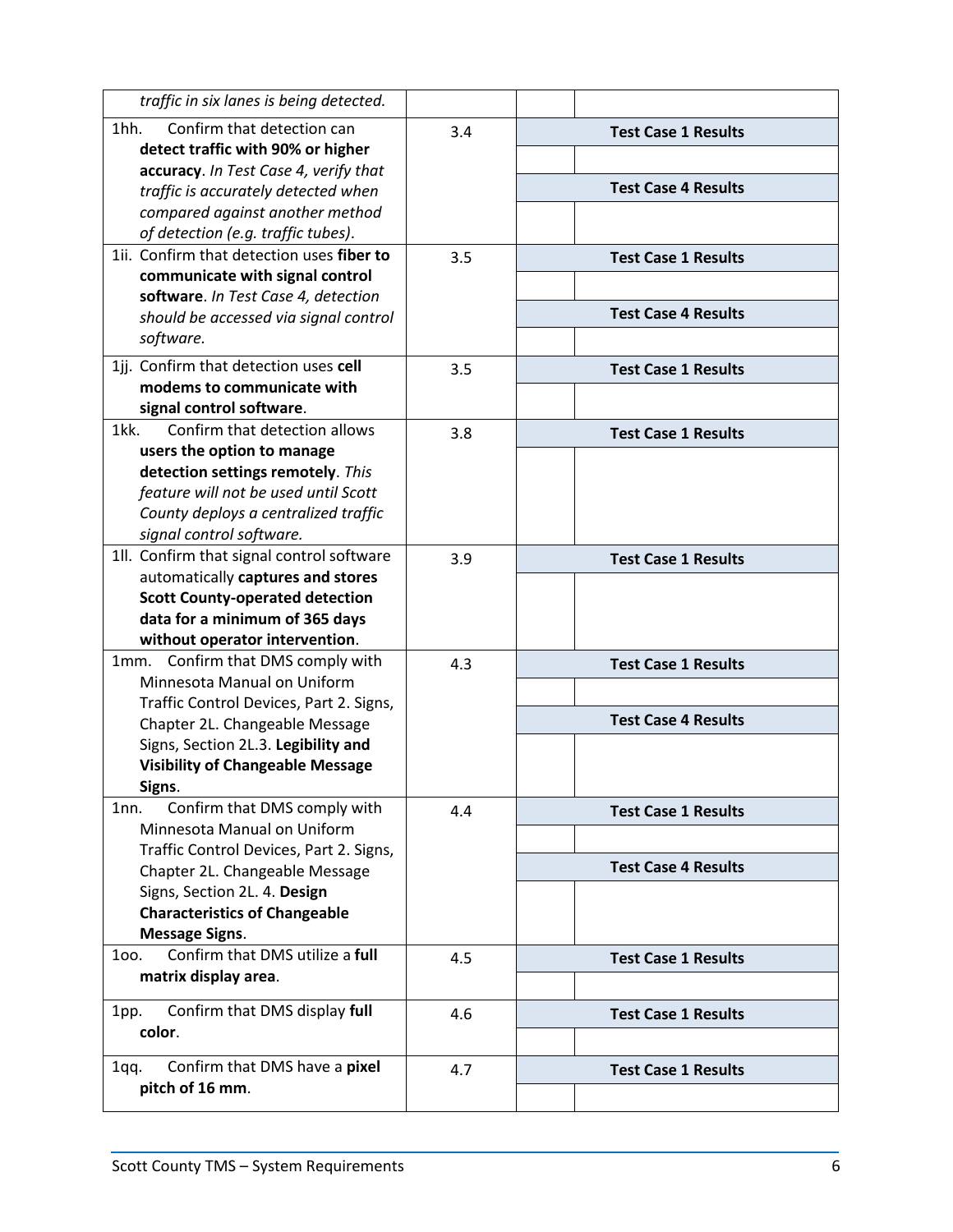| | | | |
|---|---|---|---|
| *traffic in six lanes is being detected.* | | | |
| 1hh. Confirm that detection can **detect traffic with 90% or higher accuracy**. *In Test Case 4, verify that traffic is accurately detected when compared against another method of detection (e.g. traffic tubes)*. | 3.4 | **Test Case 1 Results** | |
| | | | |
| | | **Test Case 4 Results** | |
| | | | |
| 1ii. Confirm that detection uses **fiber to communicate with signal control software**. *In Test Case 4, detection should be accessed via signal control software.* | 3.5 | **Test Case 1 Results** | |
| | | | |
| | | **Test Case 4 Results** | |
| | | | |
| 1jj. Confirm that detection uses **cell modems to communicate with signal control software**. | 3.5 | **Test Case 1 Results** | |
| | | | |
| 1kk. Confirm that detection allows **users the option to manage detection settings remotely**. *This feature will not be used until Scott County deploys a centralized traffic signal control software.* | 3.8 | **Test Case 1 Results** | |
| | | | |
| 1ll. Confirm that signal control software automatically **captures and stores Scott County-operated detection data for a minimum of 365 days without operator intervention**. | 3.9 | **Test Case 1 Results** | |
| | | | |
| 1mm. Confirm that DMS comply with Minnesota Manual on Uniform Traffic Control Devices, Part 2. Signs, Chapter 2L. Changeable Message Signs, Section 2L.3. **Legibility and Visibility of Changeable Message Signs**. | 4.3 | **Test Case 1 Results** | |
| | | | |
| | | **Test Case 4 Results** | |
| | | | |
| 1nn. Confirm that DMS comply with Minnesota Manual on Uniform Traffic Control Devices, Part 2. Signs, Chapter 2L. Changeable Message Signs, Section 2L. 4. **Design Characteristics of Changeable Message Signs**. | 4.4 | **Test Case 1 Results** | |
| | | | |
| | | **Test Case 4 Results** | |
| | | | |
| 1oo. Confirm that DMS utilize a **full matrix display area**. | 4.5 | **Test Case 1 Results** | |
| | | | |
| 1pp. Confirm that DMS display **full color**. | 4.6 | **Test Case 1 Results** | |
| | | | |
| 1qq. Confirm that DMS have a **pixel pitch of 16 mm**. | 4.7 | **Test Case 1 Results** | |
| | | | |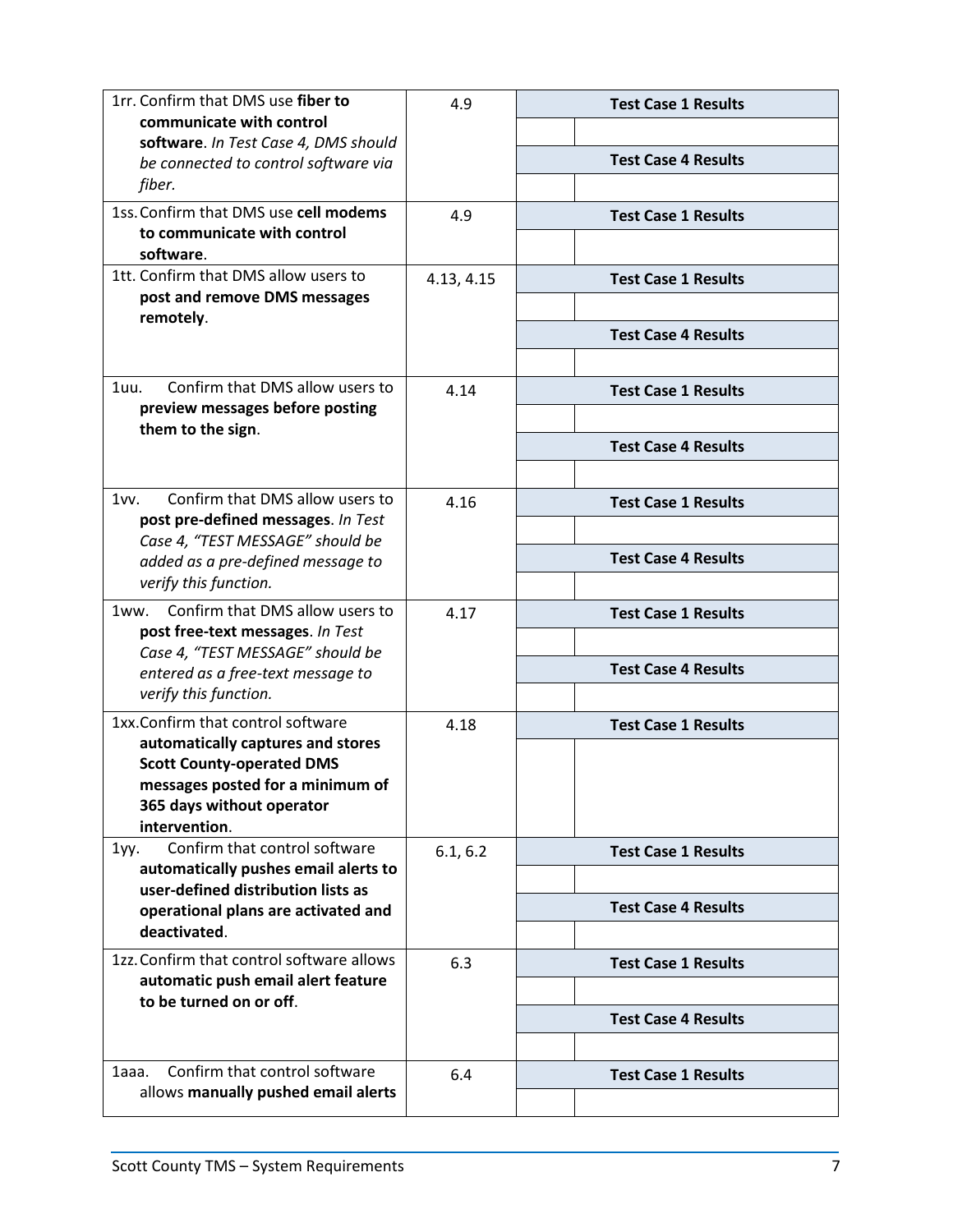| | | | |
|---|---|---|---|
| 1rr. Confirm that DMS use **fiber to communicate with control software**. *In Test Case 4, DMS should be connected to control software via fiber.* | 4.9 | **Test Case 1 Results** | |
| | | | |
| | | **Test Case 4 Results** | |
| | | | |
| 1ss. Confirm that DMS use **cell modems to communicate with control software**. | 4.9 | **Test Case 1 Results** | |
| | | | |
| 1tt. Confirm that DMS allow users to **post and remove DMS messages remotely**. | 4.13, 4.15 | **Test Case 1 Results** | |
| | | | |
| | | **Test Case 4 Results** | |
| | | | |
| 1uu. Confirm that DMS allow users to **preview messages before posting them to the sign**. | 4.14 | **Test Case 1 Results** | |
| | | | |
| | | **Test Case 4 Results** | |
| | | | |
| 1vv. Confirm that DMS allow users to **post pre-defined messages**. *In Test Case 4, "TEST MESSAGE" should be added as a pre-defined message to verify this function.* | 4.16 | **Test Case 1 Results** | |
| | | | |
| | | **Test Case 4 Results** | |
| | | | |
| 1ww. Confirm that DMS allow users to **post free-text messages**. *In Test Case 4, "TEST MESSAGE" should be entered as a free-text message to verify this function.* | 4.17 | **Test Case 1 Results** | |
| | | | |
| | | **Test Case 4 Results** | |
| | | | |
| 1xx. Confirm that control software **automatically captures and stores Scott County-operated DMS messages posted for a minimum of 365 days without operator intervention**. | 4.18 | **Test Case 1 Results** | |
| | | | |
| 1yy. Confirm that control software **automatically pushes email alerts to user-defined distribution lists as operational plans are activated and deactivated**. | 6.1, 6.2 | **Test Case 1 Results** | |
| | | | |
| | | **Test Case 4 Results** | |
| | | | |
| 1zz. Confirm that control software allows **automatic push email alert feature to be turned on or off**. | 6.3 | **Test Case 1 Results** | |
| | | | |
| | | **Test Case 4 Results** | |
| | | | |
| 1aaa. Confirm that control software allows **manually pushed email alerts** | 6.4 | **Test Case 1 Results** | |
| | | | |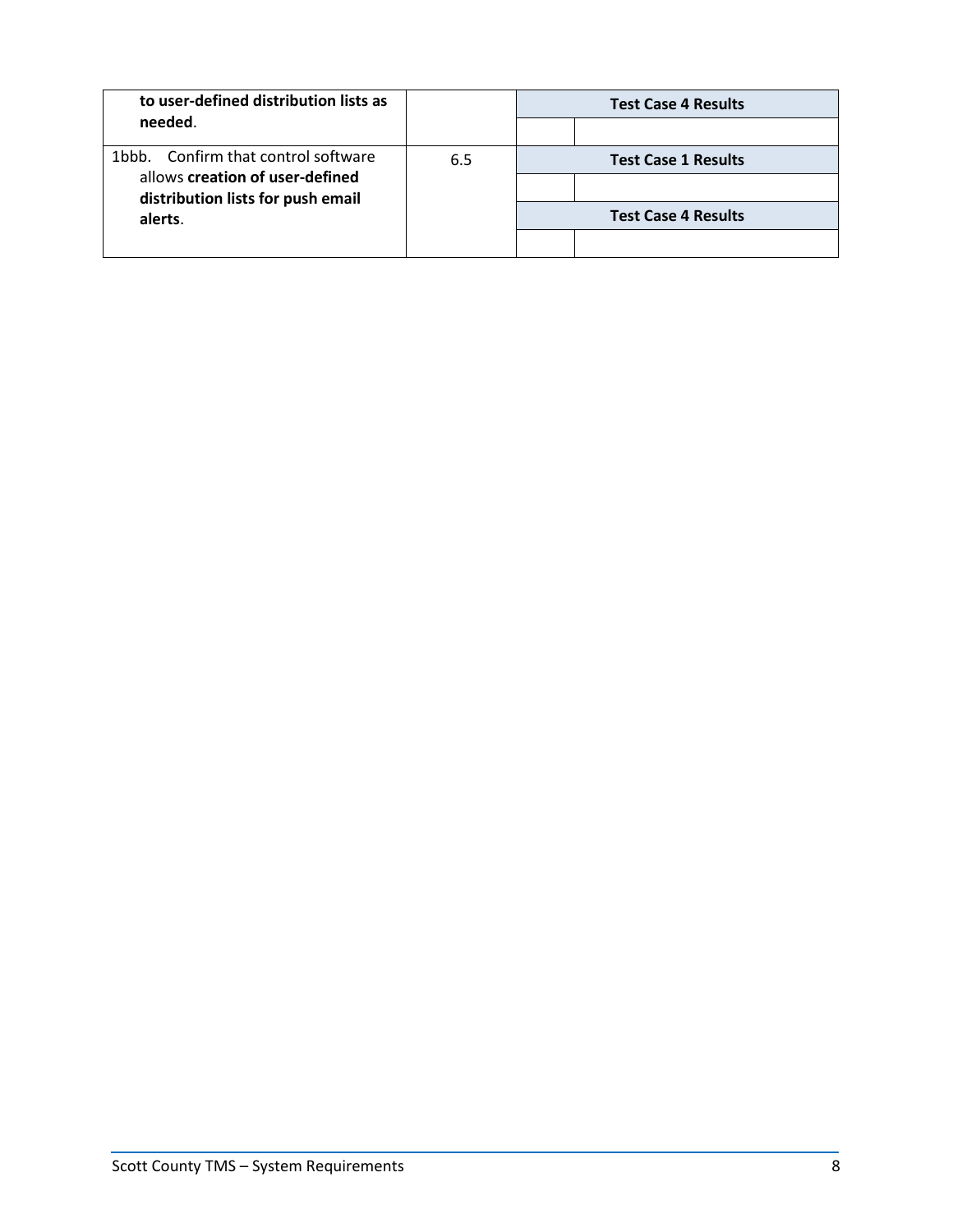| | | | |
|---|---|---|---|
| **to user-defined distribution lists as needed**. | | **Test Case 4 Results** | |
| | | | |
| 1bbb. Confirm that control software allows **creation of user-defined distribution lists for push email alerts**. | 6.5 | **Test Case 1 Results** | |
| | | | |
| | | **Test Case 4 Results** | |
| | | | |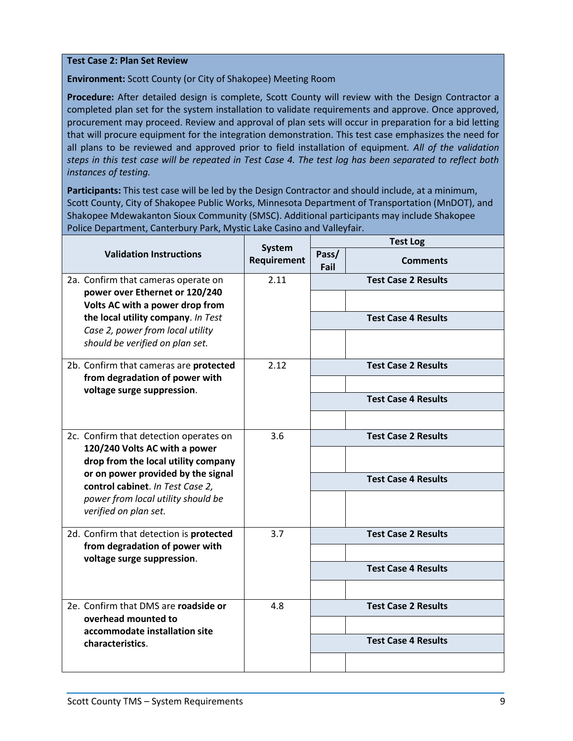**Test Case 2: Plan Set Review**

**Environment:** Scott County (or City of Shakopee) Meeting Room

**Procedure:** After detailed design is complete, Scott County will review with the Design Contractor a completed plan set for the system installation to validate requirements and approve. Once approved, procurement may proceed. Review and approval of plan sets will occur in preparation for a bid letting that will procure equipment for the integration demonstration. This test case emphasizes the need for all plans to be reviewed and approved prior to field installation of equipment. *All of the validation steps in this test case will be repeated in Test Case 4. The test log has been separated to reflect both instances of testing.*

**Participants:** This test case will be led by the Design Contractor and should include, at a minimum, Scott County, City of Shakopee Public Works, Minnesota Department of Transportation (MnDOT), and Shakopee Mdewakanton Sioux Community (SMSC). Additional participants may include Shakopee Police Department, Canterbury Park, Mystic Lake Casino and Valleyfair.

| Validation Instructions | System Requirement | Test Log | |
|---|---|---|---|
| | | Pass/ Fail | Comments |
| 2a. Confirm that cameras operate on **power over Ethernet or 120/240 Volts AC with a power drop from the local utility company**. *In Test Case 2, power from local utility should be verified on plan set.* | 2.11 | **Test Case 2 Results** | |
| | | | |
| | | **Test Case 4 Results** | |
| | | | |
| 2b. Confirm that cameras are **protected from degradation of power with voltage surge suppression**. | 2.12 | **Test Case 2 Results** | |
| | | | |
| | | **Test Case 4 Results** | |
| | | | |
| 2c. Confirm that detection operates on **120/240 Volts AC with a power drop from the local utility company or on power provided by the signal control cabinet**. *In Test Case 2, power from local utility should be verified on plan set.* | 3.6 | **Test Case 2 Results** | |
| | | | |
| | | **Test Case 4 Results** | |
| | | | |
| 2d. Confirm that detection is **protected from degradation of power with voltage surge suppression**. | 3.7 | **Test Case 2 Results** | |
| | | | |
| | | **Test Case 4 Results** | |
| | | | |
| 2e. Confirm that DMS are **roadside or overhead mounted to accommodate installation site characteristics**. | 4.8 | **Test Case 2 Results** | |
| | | | |
| | | **Test Case 4 Results** | |
| | | | |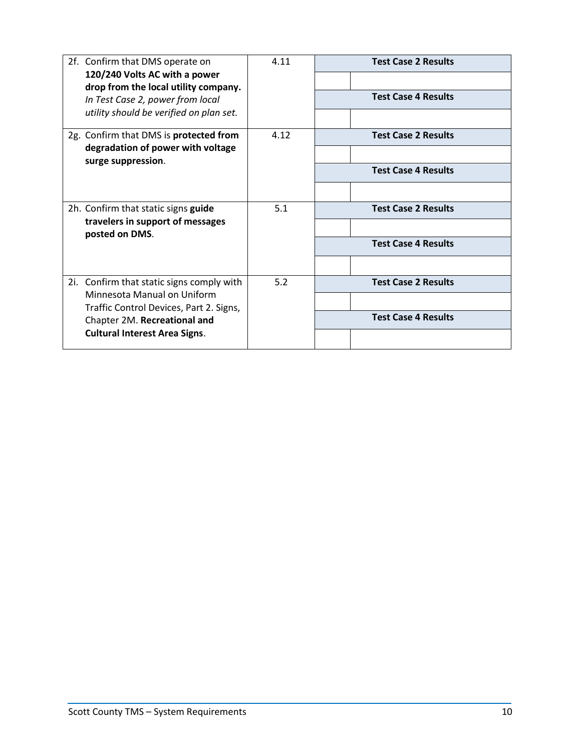| | | | |
|---|---|---|---|
| 2f. Confirm that DMS operate on **120/240 Volts AC with a power drop from the local utility company.** *In Test Case 2, power from local utility should be verified on plan set.* | 4.11 | **Test Case 2 Results** | |
| | | | |
| | | **Test Case 4 Results** | |
| | | | |
| 2g. Confirm that DMS is **protected from degradation of power with voltage surge suppression**. | 4.12 | **Test Case 2 Results** | |
| | | | |
| | | **Test Case 4 Results** | |
| | | | |
| 2h. Confirm that static signs **guide travelers in support of messages posted on DMS**. | 5.1 | **Test Case 2 Results** | |
| | | | |
| | | **Test Case 4 Results** | |
| | | | |
| 2i. Confirm that static signs comply with Minnesota Manual on Uniform Traffic Control Devices, Part 2. Signs, Chapter 2M. **Recreational and Cultural Interest Area Signs**. | 5.2 | **Test Case 2 Results** | |
| | | | |
| | | **Test Case 4 Results** | |
| | | | |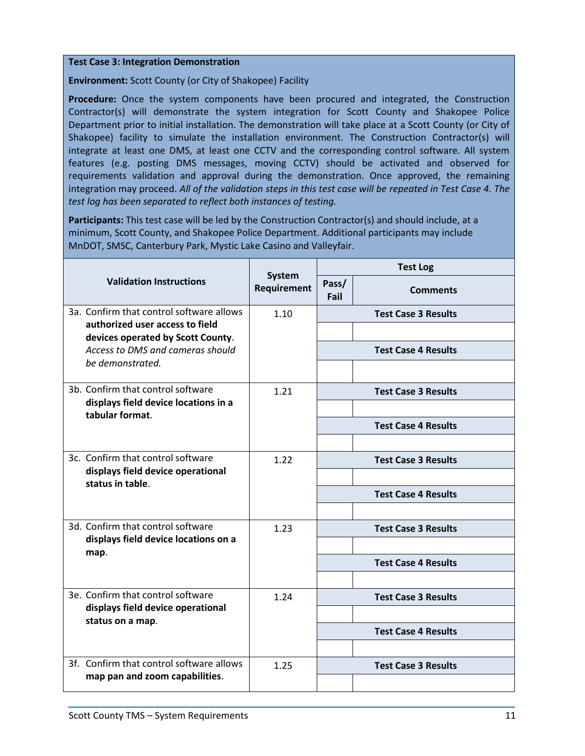**Test Case 3: Integration Demonstration**

**Environment:** Scott County (or City of Shakopee) Facility

**Procedure:** Once the system components have been procured and integrated, the Construction Contractor(s) will demonstrate the system integration for Scott County and Shakopee Police Department prior to initial installation. The demonstration will take place at a Scott County (or City of Shakopee) facility to simulate the installation environment. The Construction Contractor(s) will integrate at least one DMS, at least one CCTV and the corresponding control software. All system features (e.g. posting DMS messages, moving CCTV) should be activated and observed for requirements validation and approval during the demonstration. Once approved, the remaining integration may proceed. *All of the validation steps in this test case will be repeated in Test Case 4. The test log has been separated to reflect both instances of testing.*

**Participants:** This test case will be led by the Construction Contractor(s) and should include, at a minimum, Scott County, and Shakopee Police Department. Additional participants may include MnDOT, SMSC, Canterbury Park, Mystic Lake Casino and Valleyfair.

| Validation Instructions | System Requirement | Test Log | |
|---|---|---|---|
| | | Pass/ Fail | Comments |
| 3a. Confirm that control software allows **authorized user access to field devices operated by Scott County**. *Access to DMS and cameras should be demonstrated.* | 1.10 | **Test Case 3 Results** | |
| | | | |
| | | **Test Case 4 Results** | |
| | | | |
| 3b. Confirm that control software **displays field device locations in a tabular format**. | 1.21 | **Test Case 3 Results** | |
| | | | |
| | | **Test Case 4 Results** | |
| | | | |
| 3c. Confirm that control software **displays field device operational status in table**. | 1.22 | **Test Case 3 Results** | |
| | | | |
| | | **Test Case 4 Results** | |
| | | | |
| 3d. Confirm that control software **displays field device locations on a map**. | 1.23 | **Test Case 3 Results** | |
| | | | |
| | | **Test Case 4 Results** | |
| | | | |
| 3e. Confirm that control software **displays field device operational status on a map**. | 1.24 | **Test Case 3 Results** | |
| | | | |
| | | **Test Case 4 Results** | |
| | | | |
| 3f. Confirm that control software allows **map pan and zoom capabilities**. | 1.25 | **Test Case 3 Results** | |
| | | | |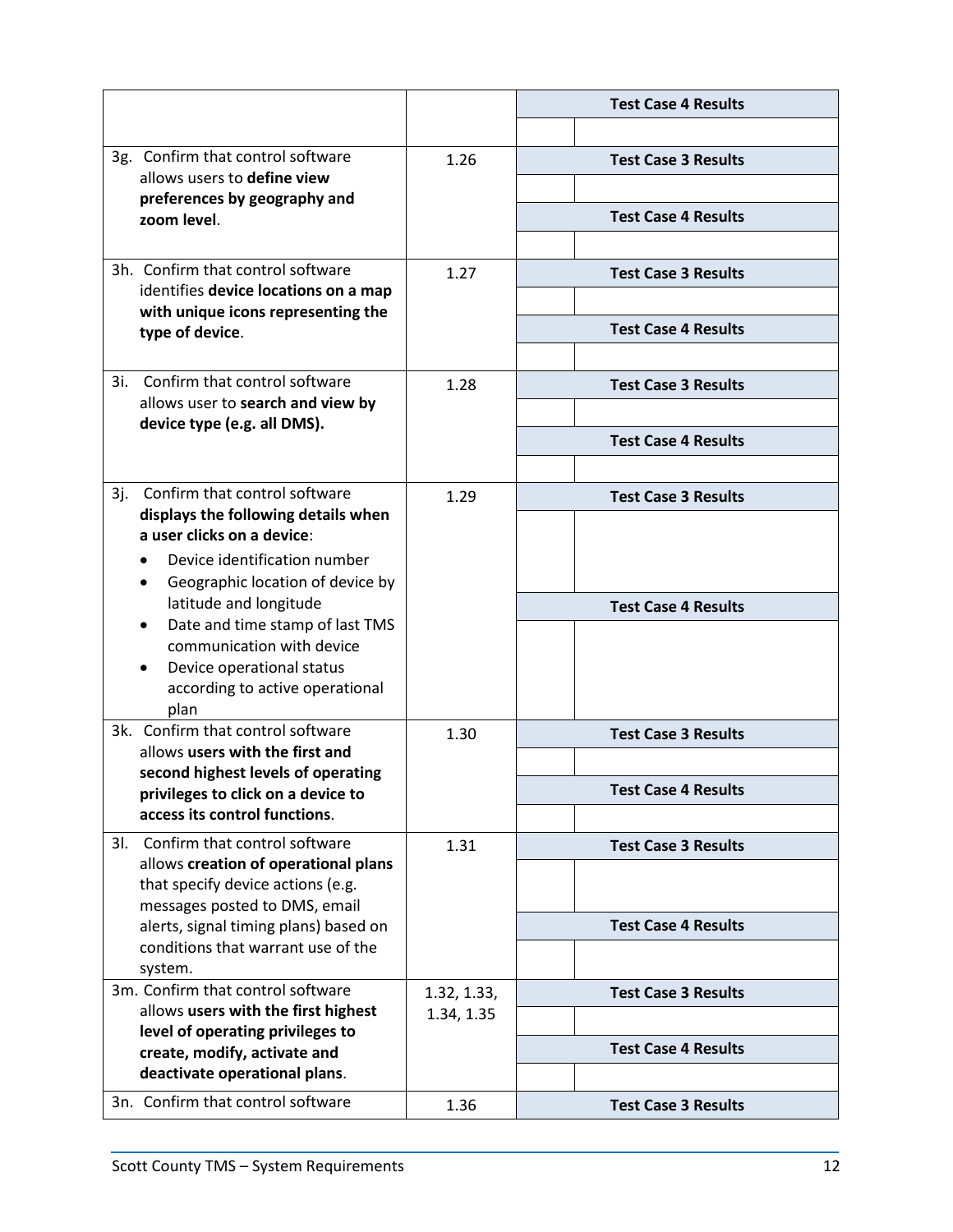| | | Test Case 4 Results | |
|---|---|---|---|
| | | | |
| 3g. Confirm that control software allows users to **define view preferences by geography and zoom level**. | 1.26 | Test Case 3 Results | |
| | | | |
| | | Test Case 4 Results | |
| | | | |
| 3h. Confirm that control software identifies **device locations on a map with unique icons representing the type of device**. | 1.27 | Test Case 3 Results | |
| | | | |
| | | Test Case 4 Results | |
| | | | |
| 3i. Confirm that control software allows user to **search and view by device type (e.g. all DMS).** | 1.28 | Test Case 3 Results | |
| | | | |
| | | Test Case 4 Results | |
| | | | |
| 3j. Confirm that control software **displays the following details when a user clicks on a device**: <br>• Device identification number <br>• Geographic location of device by latitude and longitude <br>• Date and time stamp of last TMS communication with device <br>• Device operational status according to active operational plan | 1.29 | Test Case 3 Results | |
| | | | |
| | | Test Case 4 Results | |
| | | | |
| 3k. Confirm that control software allows **users with the first and second highest levels of operating privileges to click on a device to access its control functions**. | 1.30 | Test Case 3 Results | |
| | | | |
| | | Test Case 4 Results | |
| | | | |
| 3l. Confirm that control software allows **creation of operational plans** that specify device actions (e.g. messages posted to DMS, email alerts, signal timing plans) based on conditions that warrant use of the system. | 1.31 | Test Case 3 Results | |
| | | | |
| | | Test Case 4 Results | |
| | | | |
| 3m. Confirm that control software allows **users with the first highest level of operating privileges to create, modify, activate and deactivate operational plans**. | 1.32, 1.33, 1.34, 1.35 | Test Case 3 Results | |
| | | | |
| | | Test Case 4 Results | |
| | | | |
| 3n. Confirm that control software | 1.36 | Test Case 3 Results | |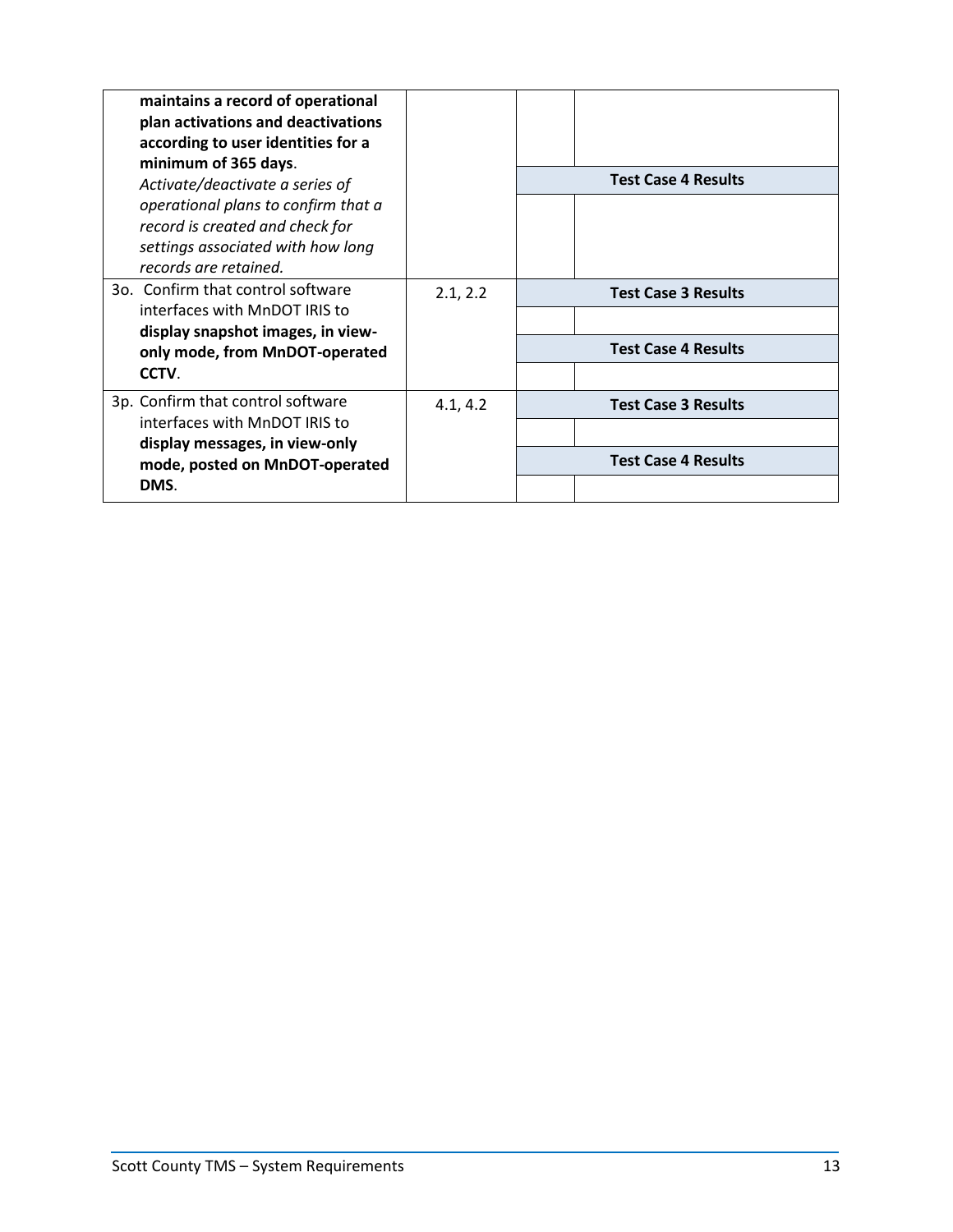| | | | |
|---|---|---|---|
| **maintains a record of operational plan activations and deactivations according to user identities for a minimum of 365 days**. *Activate/deactivate a series of operational plans to confirm that a record is created and check for settings associated with how long records are retained.* | | | |
| | | **Test Case 4 Results** | |
| | | | |
| 3o. Confirm that control software interfaces with MnDOT IRIS to **display snapshot images, in view-only mode, from MnDOT-operated CCTV**. | 2.1, 2.2 | **Test Case 3 Results** | |
| | | | |
| | | **Test Case 4 Results** | |
| | | | |
| 3p. Confirm that control software interfaces with MnDOT IRIS to **display messages, in view-only mode, posted on MnDOT-operated DMS**. | 4.1, 4.2 | **Test Case 3 Results** | |
| | | | |
| | | **Test Case 4 Results** | |
| | | | |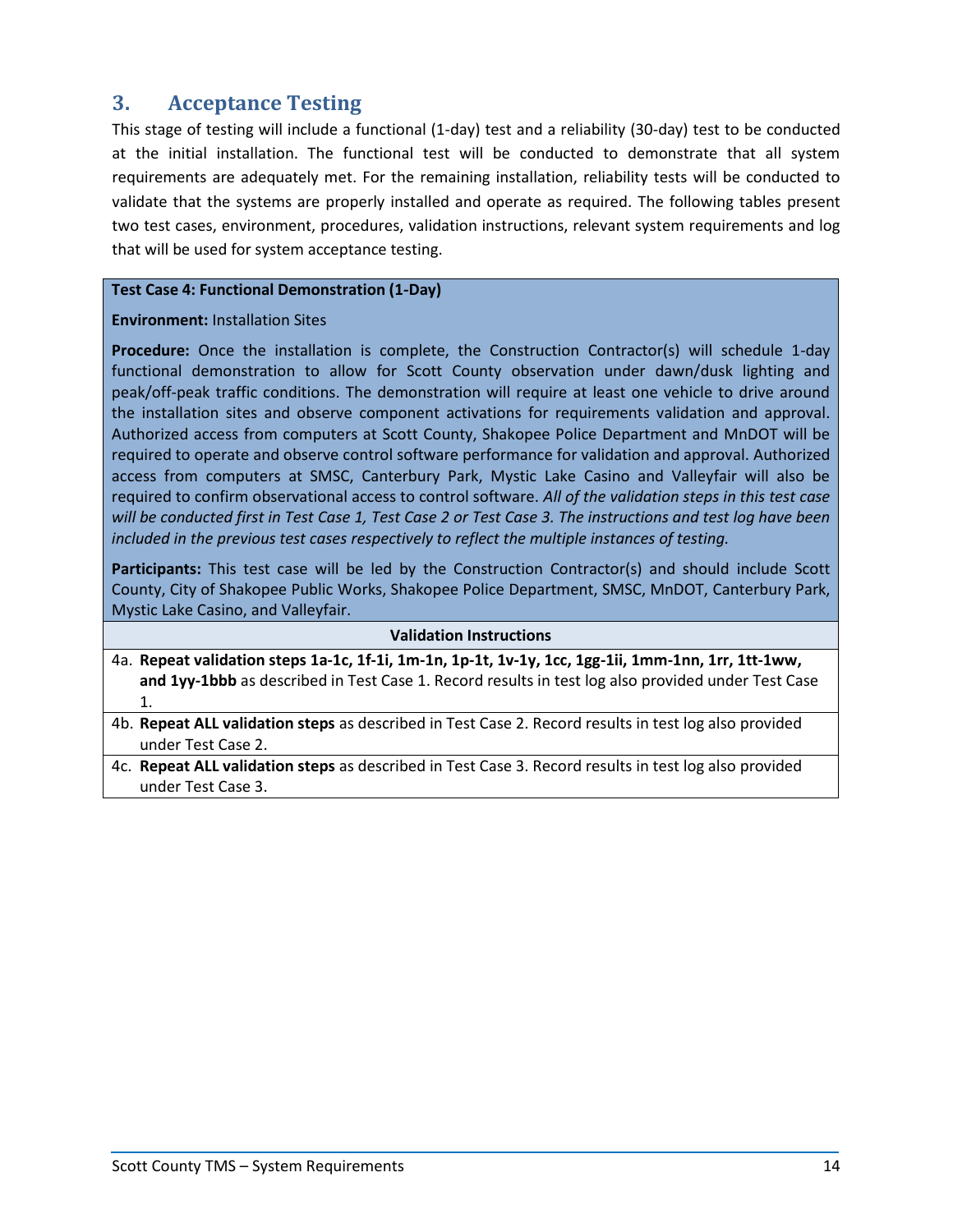## 3. Acceptance Testing

This stage of testing will include a functional (1-day) test and a reliability (30-day) test to be conducted at the initial installation. The functional test will be conducted to demonstrate that all system requirements are adequately met. For the remaining installation, reliability tests will be conducted to validate that the systems are properly installed and operate as required. The following tables present two test cases, environment, procedures, validation instructions, relevant system requirements and log that will be used for system acceptance testing.

| **Test Case 4: Functional Demonstration (1-Day)** |
|---|
| **Environment:** Installation Sites |
| **Procedure:** Once the installation is complete, the Construction Contractor(s) will schedule 1-day functional demonstration to allow for Scott County observation under dawn/dusk lighting and peak/off-peak traffic conditions. The demonstration will require at least one vehicle to drive around the installation sites and observe component activations for requirements validation and approval. Authorized access from computers at Scott County, Shakopee Police Department and MnDOT will be required to operate and observe control software performance for validation and approval. Authorized access from computers at SMSC, Canterbury Park, Mystic Lake Casino and Valleyfair will also be required to confirm observational access to control software. *All of the validation steps in this test case will be conducted first in Test Case 1, Test Case 2 or Test Case 3. The instructions and test log have been included in the previous test cases respectively to reflect the multiple instances of testing.* |
| **Participants:** This test case will be led by the Construction Contractor(s) and should include Scott County, City of Shakopee Public Works, Shakopee Police Department, SMSC, MnDOT, Canterbury Park, Mystic Lake Casino, and Valleyfair. |
| **Validation Instructions** |
| 4a. **Repeat validation steps 1a-1c, 1f-1i, 1m-1n, 1p-1t, 1v-1y, 1cc, 1gg-1ii, 1mm-1nn, 1rr, 1tt-1ww, and 1yy-1bbb** as described in Test Case 1. Record results in test log also provided under Test Case 1. |
| 4b. **Repeat ALL validation steps** as described in Test Case 2. Record results in test log also provided under Test Case 2. |
| 4c. **Repeat ALL validation steps** as described in Test Case 3. Record results in test log also provided under Test Case 3. |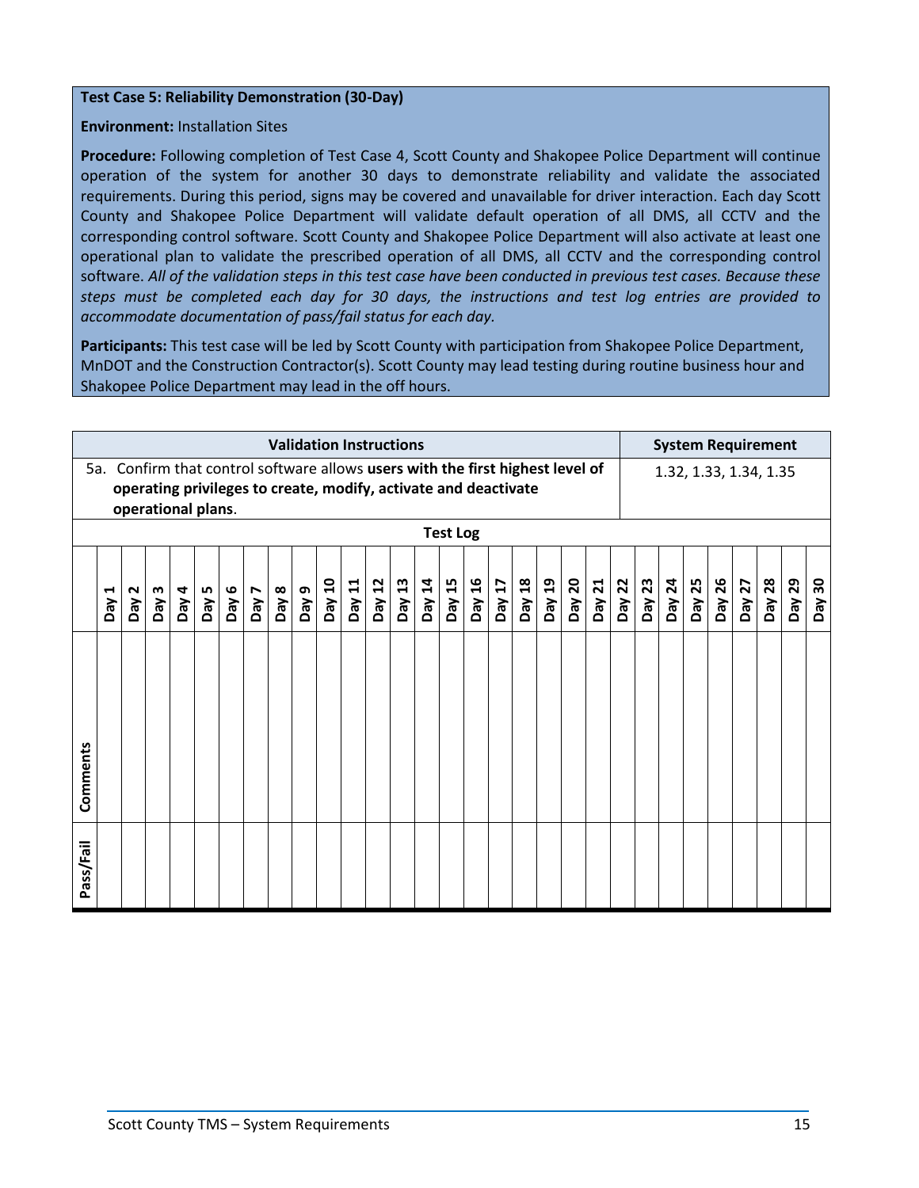**Test Case 5: Reliability Demonstration (30-Day)**

**Environment:** Installation Sites

**Procedure:** Following completion of Test Case 4, Scott County and Shakopee Police Department will continue operation of the system for another 30 days to demonstrate reliability and validate the associated requirements. During this period, signs may be covered and unavailable for driver interaction. Each day Scott County and Shakopee Police Department will validate default operation of all DMS, all CCTV and the corresponding control software. Scott County and Shakopee Police Department will also activate at least one operational plan to validate the prescribed operation of all DMS, all CCTV and the corresponding control software. *All of the validation steps in this test case have been conducted in previous test cases. Because these steps must be completed each day for 30 days, the instructions and test log entries are provided to accommodate documentation of pass/fail status for each day.*

**Participants:** This test case will be led by Scott County with participation from Shakopee Police Department, MnDOT and the Construction Contractor(s). Scott County may lead testing during routine business hour and Shakopee Police Department may lead in the off hours.

| Validation Instructions | System Requirement |
|---|---|
| 5a. Confirm that control software allows **users with the first highest level of operating privileges to create, modify, activate and deactivate operational plans**. | 1.32, 1.33, 1.34, 1.35 |

**Test Log**

| | Day 1 | Day 2 | Day 3 | Day 4 | Day 5 | Day 6 | Day 7 | Day 8 | Day 9 | Day 10 | Day 11 | Day 12 | Day 13 | Day 14 | Day 15 | Day 16 | Day 17 | Day 18 | Day 19 | Day 20 | Day 21 | Day 22 | Day 23 | Day 24 | Day 25 | Day 26 | Day 27 | Day 28 | Day 29 | Day 30 |
|---|---|---|---|---|---|---|---|---|---|---|---|---|---|---|---|---|---|---|---|---|---|---|---|---|---|---|---|---|---|---|
| Comments | | | | | | | | | | | | | | | | | | | | | | | | | | | | | | |
| Pass/Fail | | | | | | | | | | | | | | | | | | | | | | | | | | | | | | |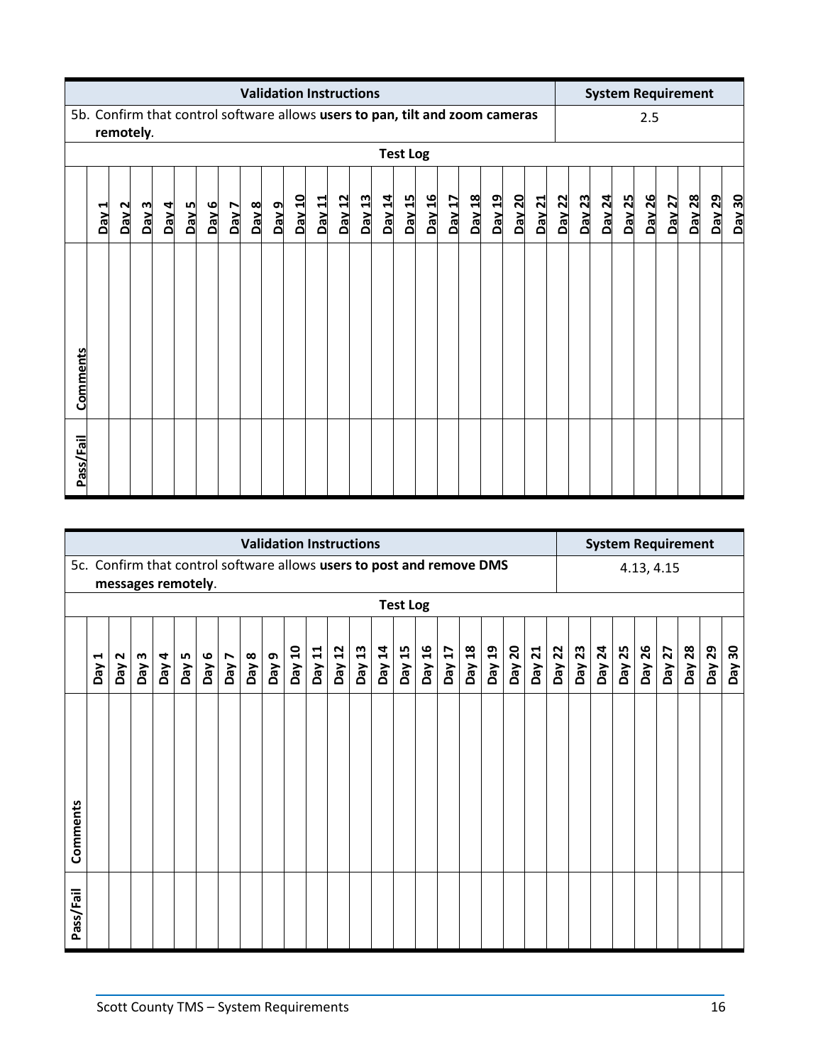| Validation Instructions | System Requirement |
|---|---|
| 5b. Confirm that control software allows **users to pan, tilt and zoom cameras remotely**. | 2.5 |

**Test Log**

| | Day 1 | Day 2 | Day 3 | Day 4 | Day 5 | Day 6 | Day 7 | Day 8 | Day 9 | Day 10 | Day 11 | Day 12 | Day 13 | Day 14 | Day 15 | Day 16 | Day 17 | Day 18 | Day 19 | Day 20 | Day 21 | Day 22 | Day 23 | Day 24 | Day 25 | Day 26 | Day 27 | Day 28 | Day 29 | Day 30 |
|---|---|---|---|---|---|---|---|---|---|---|---|---|---|---|---|---|---|---|---|---|---|---|---|---|---|---|---|---|---|---|
| Comments | | | | | | | | | | | | | | | | | | | | | | | | | | | | | | |
| Pass/Fail | | | | | | | | | | | | | | | | | | | | | | | | | | | | | | |

| Validation Instructions | System Requirement |
|---|---|
| 5c. Confirm that control software allows **users to post and remove DMS messages remotely**. | 4.13, 4.15 |

**Test Log**

| | Day 1 | Day 2 | Day 3 | Day 4 | Day 5 | Day 6 | Day 7 | Day 8 | Day 9 | Day 10 | Day 11 | Day 12 | Day 13 | Day 14 | Day 15 | Day 16 | Day 17 | Day 18 | Day 19 | Day 20 | Day 21 | Day 22 | Day 23 | Day 24 | Day 25 | Day 26 | Day 27 | Day 28 | Day 29 | Day 30 |
|---|---|---|---|---|---|---|---|---|---|---|---|---|---|---|---|---|---|---|---|---|---|---|---|---|---|---|---|---|---|---|
| Comments | | | | | | | | | | | | | | | | | | | | | | | | | | | | | | |
| Pass/Fail | | | | | | | | | | | | | | | | | | | | | | | | | | | | | | |